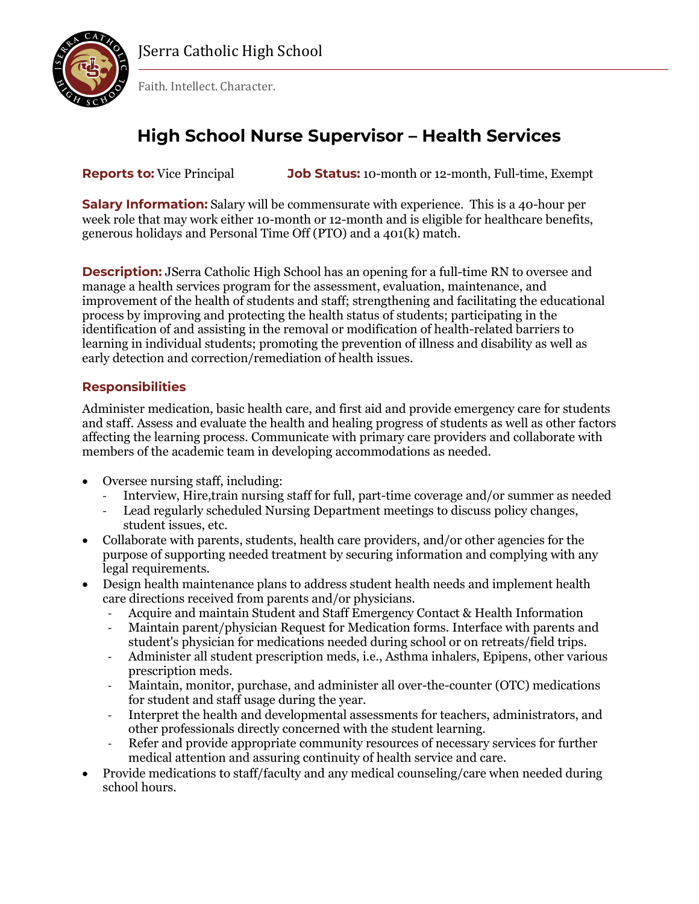JSerra Catholic High School

Faith. Intellect. Character.

# High School Nurse Supervisor – Health Services

**Reports to:** Vice Principal **Job Status:** 10-month or 12-month, Full-time, Exempt

**Salary Information:** Salary will be commensurate with experience. This is a 40-hour per week role that may work either 10-month or 12-month and is eligible for healthcare benefits, generous holidays and Personal Time Off (PTO) and a 401(k) match.

**Description:** JSerra Catholic High School has an opening for a full-time RN to oversee and manage a health services program for the assessment, evaluation, maintenance, and improvement of the health of students and staff; strengthening and facilitating the educational process by improving and protecting the health status of students; participating in the identification of and assisting in the removal or modification of health-related barriers to learning in individual students; promoting the prevention of illness and disability as well as early detection and correction/remediation of health issues.

## Responsibilities

Administer medication, basic health care, and first aid and provide emergency care for students and staff. Assess and evaluate the health and healing progress of students as well as other factors affecting the learning process. Communicate with primary care providers and collaborate with members of the academic team in developing accommodations as needed.

- Oversee nursing staff, including:
  - Interview, Hire,train nursing staff for full, part-time coverage and/or summer as needed
  - Lead regularly scheduled Nursing Department meetings to discuss policy changes, student issues, etc.
- Collaborate with parents, students, health care providers, and/or other agencies for the purpose of supporting needed treatment by securing information and complying with any legal requirements.
- Design health maintenance plans to address student health needs and implement health care directions received from parents and/or physicians.
  - Acquire and maintain Student and Staff Emergency Contact & Health Information
  - Maintain parent/physician Request for Medication forms. Interface with parents and student's physician for medications needed during school or on retreats/field trips.
  - Administer all student prescription meds, i.e., Asthma inhalers, Epipens, other various prescription meds.
  - Maintain, monitor, purchase, and administer all over-the-counter (OTC) medications for student and staff usage during the year.
  - Interpret the health and developmental assessments for teachers, administrators, and other professionals directly concerned with the student learning.
  - Refer and provide appropriate community resources of necessary services for further medical attention and assuring continuity of health service and care.
- Provide medications to staff/faculty and any medical counseling/care when needed during school hours.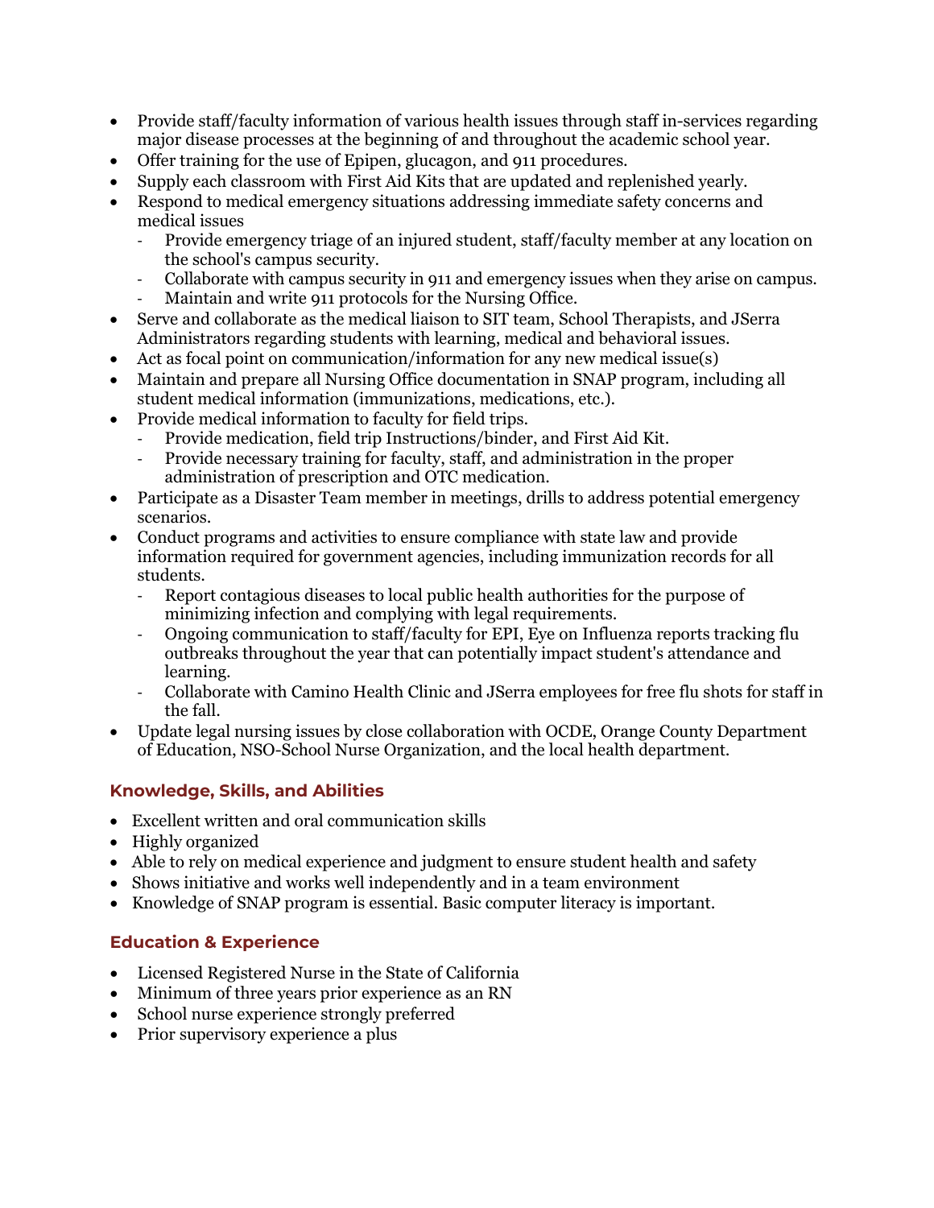- Provide staff/faculty information of various health issues through staff in-services regarding major disease processes at the beginning of and throughout the academic school year.
- Offer training for the use of Epipen, glucagon, and 911 procedures.
- Supply each classroom with First Aid Kits that are updated and replenished yearly.
- Respond to medical emergency situations addressing immediate safety concerns and medical issues
  - Provide emergency triage of an injured student, staff/faculty member at any location on the school's campus security.
  - Collaborate with campus security in 911 and emergency issues when they arise on campus.
  - Maintain and write 911 protocols for the Nursing Office.
- Serve and collaborate as the medical liaison to SIT team, School Therapists, and JSerra Administrators regarding students with learning, medical and behavioral issues.
- Act as focal point on communication/information for any new medical issue(s)
- Maintain and prepare all Nursing Office documentation in SNAP program, including all student medical information (immunizations, medications, etc.).
- Provide medical information to faculty for field trips.
  - Provide medication, field trip Instructions/binder, and First Aid Kit.
  - Provide necessary training for faculty, staff, and administration in the proper administration of prescription and OTC medication.
- Participate as a Disaster Team member in meetings, drills to address potential emergency scenarios.
- Conduct programs and activities to ensure compliance with state law and provide information required for government agencies, including immunization records for all students.
  - Report contagious diseases to local public health authorities for the purpose of minimizing infection and complying with legal requirements.
  - Ongoing communication to staff/faculty for EPI, Eye on Influenza reports tracking flu outbreaks throughout the year that can potentially impact student's attendance and learning.
  - Collaborate with Camino Health Clinic and JSerra employees for free flu shots for staff in the fall.
- Update legal nursing issues by close collaboration with OCDE, Orange County Department of Education, NSO-School Nurse Organization, and the local health department.

### Knowledge, Skills, and Abilities

- Excellent written and oral communication skills
- Highly organized
- Able to rely on medical experience and judgment to ensure student health and safety
- Shows initiative and works well independently and in a team environment
- Knowledge of SNAP program is essential. Basic computer literacy is important.

### Education & Experience

- Licensed Registered Nurse in the State of California
- Minimum of three years prior experience as an RN
- School nurse experience strongly preferred
- Prior supervisory experience a plus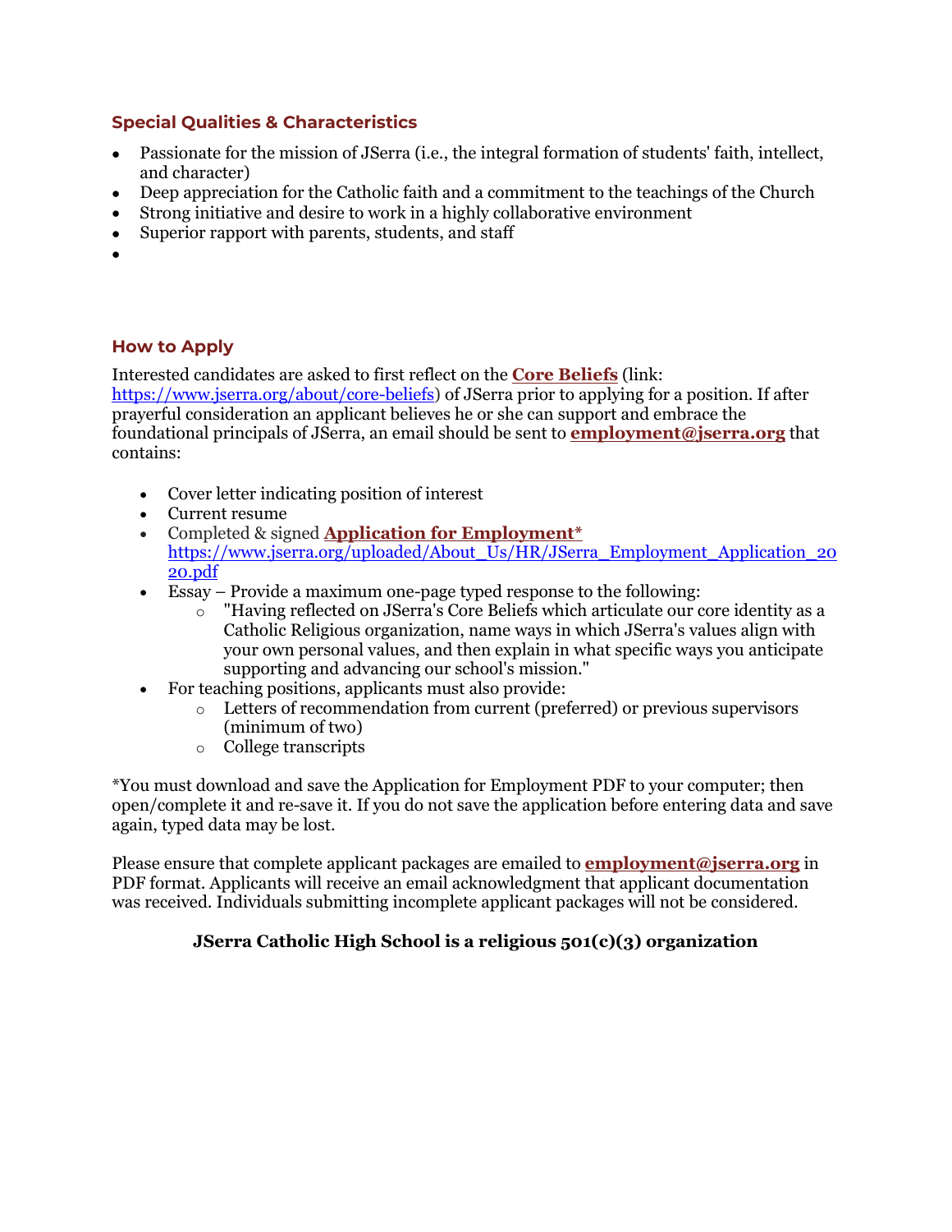## Special Qualities & Characteristics

- Passionate for the mission of JSerra (i.e., the integral formation of students' faith, intellect, and character)
- Deep appreciation for the Catholic faith and a commitment to the teachings of the Church
- Strong initiative and desire to work in a highly collaborative environment
- Superior rapport with parents, students, and staff
- 

## How to Apply

Interested candidates are asked to first reflect on the **Core Beliefs** (link: https://www.jserra.org/about/core-beliefs) of JSerra prior to applying for a position. If after prayerful consideration an applicant believes he or she can support and embrace the foundational principals of JSerra, an email should be sent to **employment@jserra.org** that contains:

- Cover letter indicating position of interest
- Current resume
- Completed & signed **Application for Employment*** https://www.jserra.org/uploaded/About_Us/HR/JSerra_Employment_Application_2020.pdf
- Essay – Provide a maximum one-page typed response to the following:
  - "Having reflected on JSerra's Core Beliefs which articulate our core identity as a Catholic Religious organization, name ways in which JSerra's values align with your own personal values, and then explain in what specific ways you anticipate supporting and advancing our school's mission."
- For teaching positions, applicants must also provide:
  - Letters of recommendation from current (preferred) or previous supervisors (minimum of two)
  - College transcripts

*You must download and save the Application for Employment PDF to your computer; then open/complete it and re-save it. If you do not save the application before entering data and save again, typed data may be lost.

Please ensure that complete applicant packages are emailed to **employment@jserra.org** in PDF format. Applicants will receive an email acknowledgment that applicant documentation was received. Individuals submitting incomplete applicant packages will not be considered.

**JSerra Catholic High School is a religious 501(c)(3) organization**